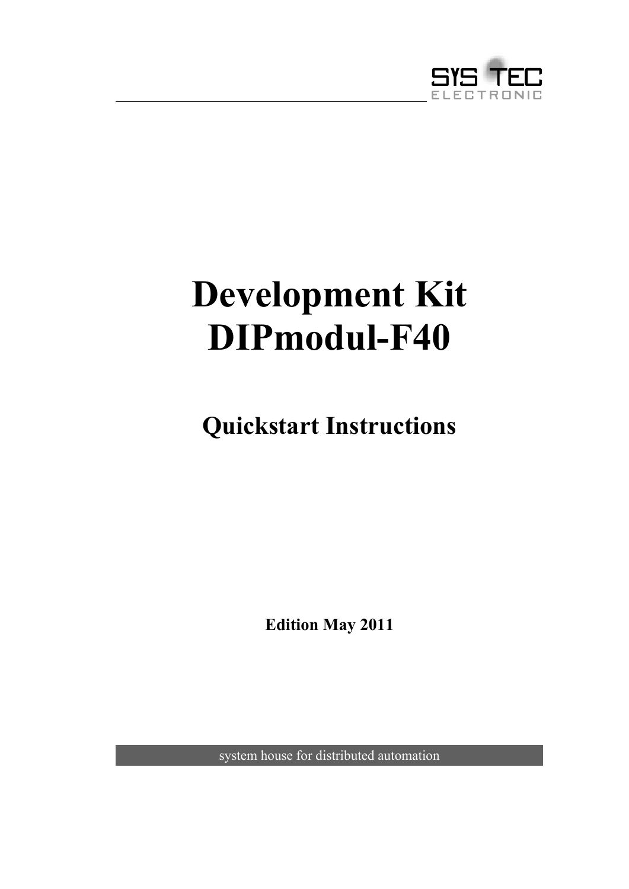SYS TEC ELECTRONIC

# Development Kit DIPmodul-F40

## Quickstart Instructions

**Edition May 2011**

system house for distributed automation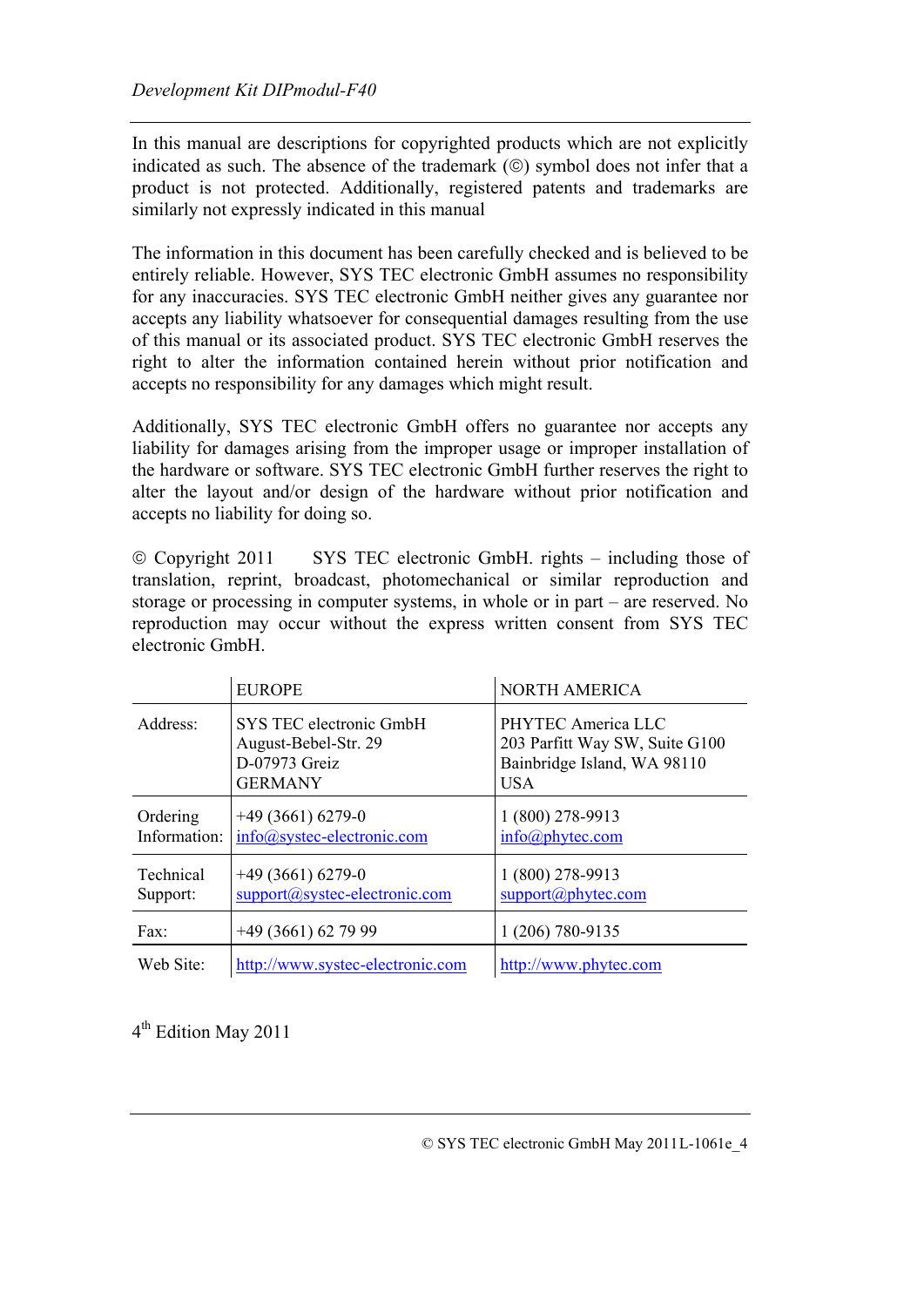In this manual are descriptions for copyrighted products which are not explicitly indicated as such. The absence of the trademark (©) symbol does not infer that a product is not protected. Additionally, registered patents and trademarks are similarly not expressly indicated in this manual

The information in this document has been carefully checked and is believed to be entirely reliable. However, SYS TEC electronic GmbH assumes no responsibility for any inaccuracies. SYS TEC electronic GmbH neither gives any guarantee nor accepts any liability whatsoever for consequential damages resulting from the use of this manual or its associated product. SYS TEC electronic GmbH reserves the right to alter the information contained herein without prior notification and accepts no responsibility for any damages which might result.

Additionally, SYS TEC electronic GmbH offers no guarantee nor accepts any liability for damages arising from the improper usage or improper installation of the hardware or software. SYS TEC electronic GmbH further reserves the right to alter the layout and/or design of the hardware without prior notification and accepts no liability for doing so.

© Copyright 2011 SYS TEC electronic GmbH. rights – including those of translation, reprint, broadcast, photomechanical or similar reproduction and storage or processing in computer systems, in whole or in part – are reserved. No reproduction may occur without the express written consent from SYS TEC electronic GmbH.

| | EUROPE | NORTH AMERICA |
|---|---|---|
| Address: | SYS TEC electronic GmbH<br>August-Bebel-Str. 29<br>D-07973 Greiz<br>GERMANY | PHYTEC America LLC<br>203 Parfitt Way SW, Suite G100<br>Bainbridge Island, WA 98110<br>USA |
| Ordering Information: | +49 (3661) 6279-0<br>info@systec-electronic.com | 1 (800) 278-9913<br>info@phytec.com |
| Technical Support: | +49 (3661) 6279-0<br>support@systec-electronic.com | 1 (800) 278-9913<br>support@phytec.com |
| Fax: | +49 (3661) 62 79 99 | 1 (206) 780-9135 |
| Web Site: | http://www.systec-electronic.com | http://www.phytec.com |

4th Edition May 2011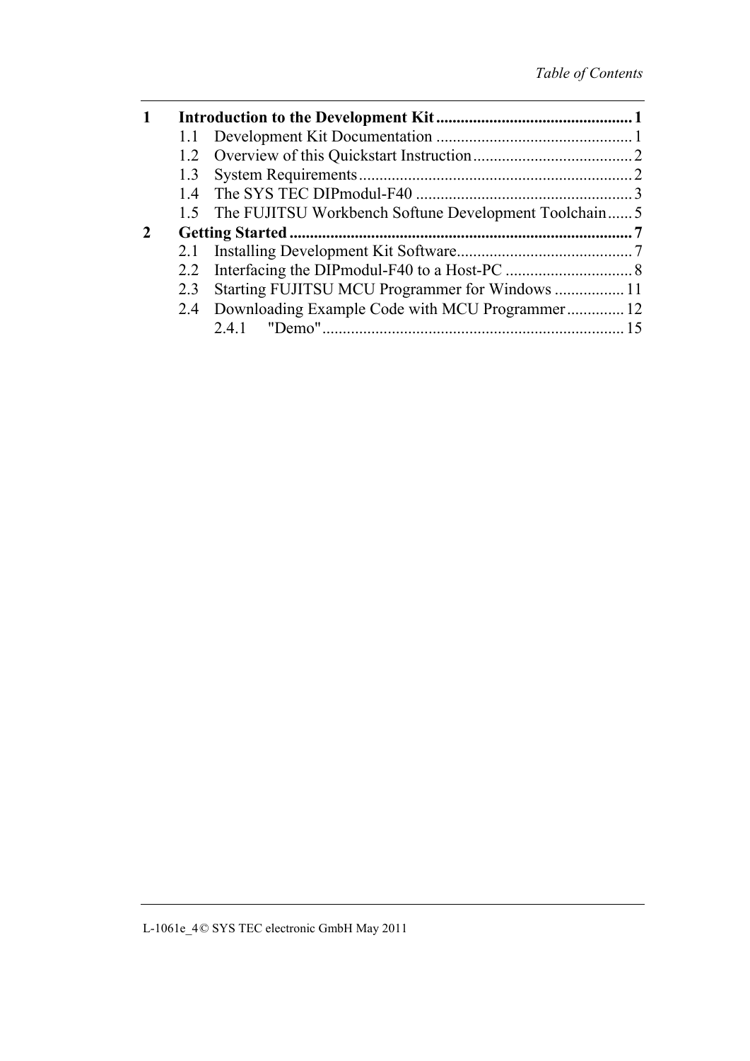# Table of Contents

**1 Introduction to the Development Kit ................................................ 1**

1.1 Development Kit Documentation ................................................ 1

1.2 Overview of this Quickstart Instruction ....................................... 2

1.3 System Requirements ................................................................... 2

1.4 The SYS TEC DIPmodul-F40 ..................................................... 3

1.5 The FUJITSU Workbench Softune Development Toolchain ...... 5

**2 Getting Started ..................................................................................... 7**

2.1 Installing Development Kit Software ........................................... 7

2.2 Interfacing the DIPmodul-F40 to a Host-PC ............................... 8

2.3 Starting FUJITSU MCU Programmer for Windows ................. 11

2.4 Downloading Example Code with MCU Programmer .............. 12

2.4.1 "Demo" .......................................................................... 15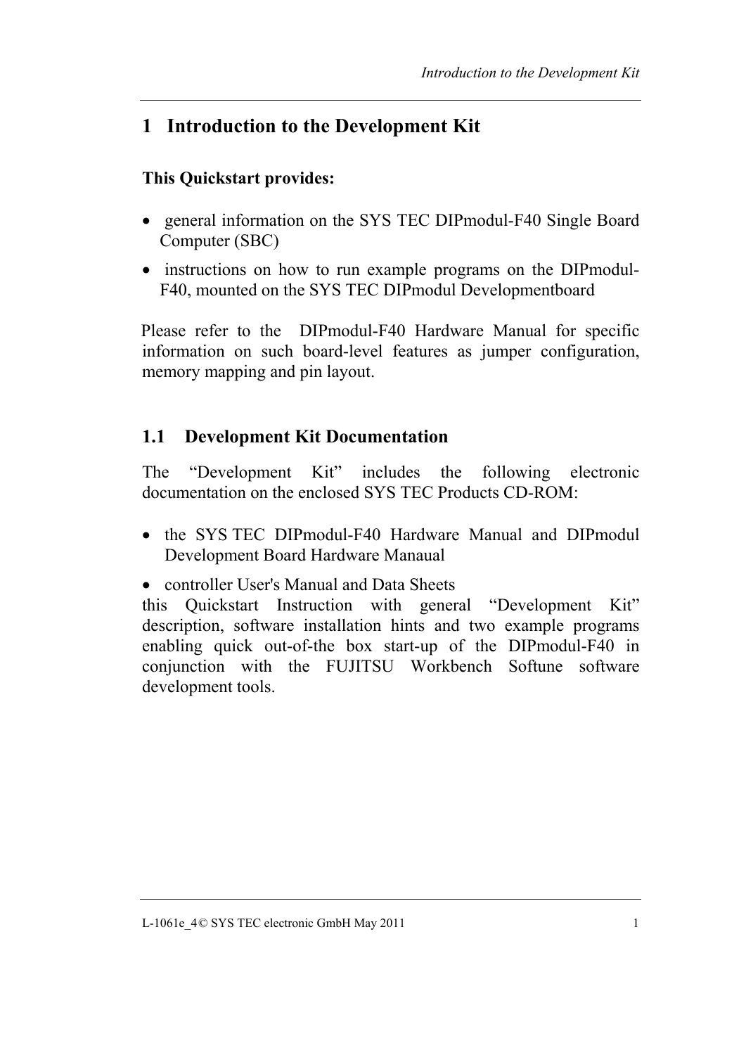# 1 Introduction to the Development Kit

**This Quickstart provides:**

- general information on the SYS TEC DIPmodul-F40 Single Board Computer (SBC)
- instructions on how to run example programs on the DIPmodul-F40, mounted on the SYS TEC DIPmodul Developmentboard

Please refer to the DIPmodul-F40 Hardware Manual for specific information on such board-level features as jumper configuration, memory mapping and pin layout.

## 1.1 Development Kit Documentation

The "Development Kit" includes the following electronic documentation on the enclosed SYS TEC Products CD-ROM:

- the SYS TEC DIPmodul-F40 Hardware Manual and DIPmodul Development Board Hardware Manaual
- controller User's Manual and Data Sheets

this Quickstart Instruction with general "Development Kit" description, software installation hints and two example programs enabling quick out-of-the box start-up of the DIPmodul-F40 in conjunction with the FUJITSU Workbench Softune software development tools.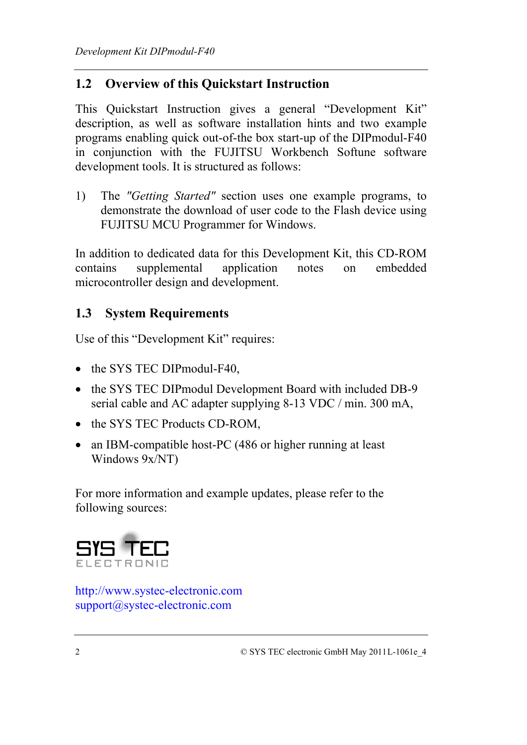## 1.2 Overview of this Quickstart Instruction

This Quickstart Instruction gives a general "Development Kit" description, as well as software installation hints and two example programs enabling quick out-of-the box start-up of the DIPmodul-F40 in conjunction with the FUJITSU Workbench Softune software development tools. It is structured as follows:

1) The *"Getting Started"* section uses one example programs, to demonstrate the download of user code to the Flash device using FUJITSU MCU Programmer for Windows.

In addition to dedicated data for this Development Kit, this CD-ROM contains supplemental application notes on embedded microcontroller design and development.

## 1.3 System Requirements

Use of this "Development Kit" requires:

- the SYS TEC DIPmodul-F40,
- the SYS TEC DIPmodul Development Board with included DB-9 serial cable and AC adapter supplying 8-13 VDC / min. 300 mA,
- the SYS TEC Products CD-ROM,
- an IBM-compatible host-PC (486 or higher running at least Windows 9x/NT)

For more information and example updates, please refer to the following sources:

SYS TEC
ELECTRONIC

http://www.systec-electronic.com
support@systec-electronic.com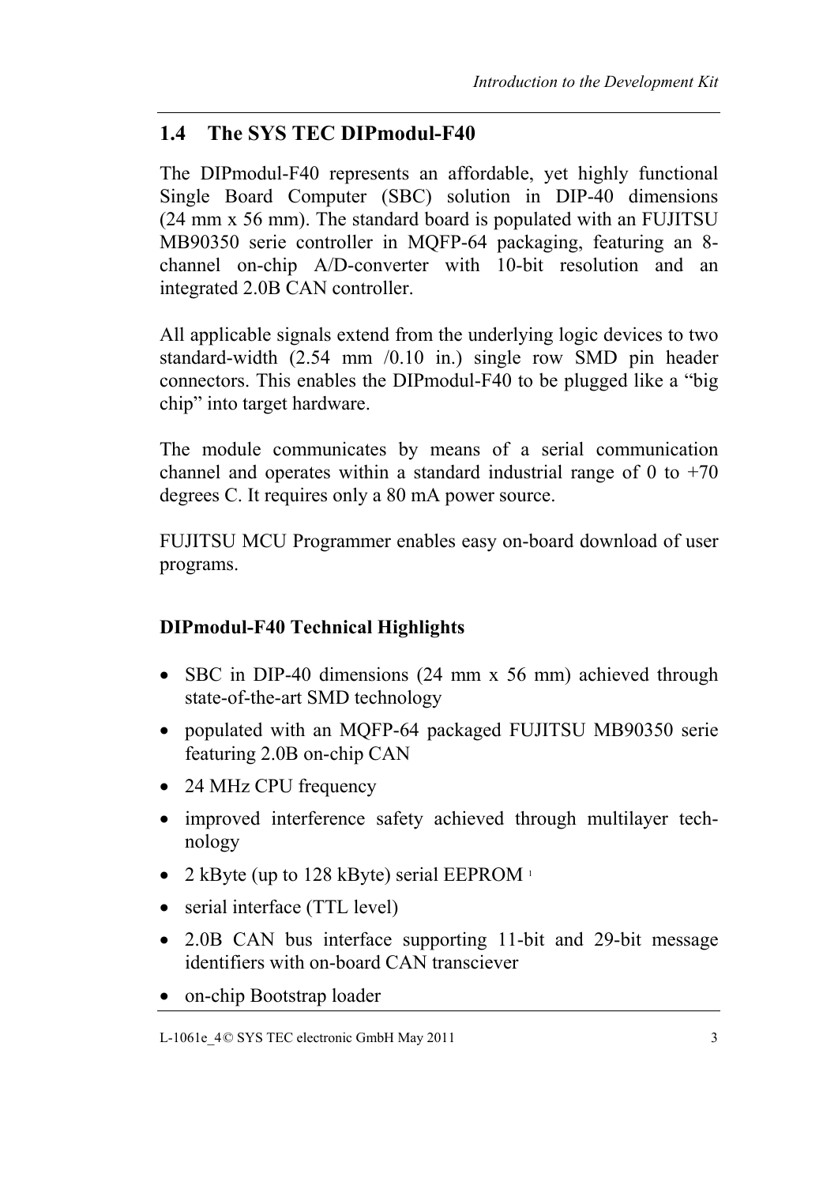## 1.4 The SYS TEC DIPmodul-F40

The DIPmodul-F40 represents an affordable, yet highly functional Single Board Computer (SBC) solution in DIP-40 dimensions (24 mm x 56 mm). The standard board is populated with an FUJITSU MB90350 serie controller in MQFP-64 packaging, featuring an 8-channel on-chip A/D-converter with 10-bit resolution and an integrated 2.0B CAN controller.

All applicable signals extend from the underlying logic devices to two standard-width (2.54 mm /0.10 in.) single row SMD pin header connectors. This enables the DIPmodul-F40 to be plugged like a “big chip” into target hardware.

The module communicates by means of a serial communication channel and operates within a standard industrial range of 0 to +70 degrees C. It requires only a 80 mA power source.

FUJITSU MCU Programmer enables easy on-board download of user programs.

**DIPmodul-F40 Technical Highlights**

- SBC in DIP-40 dimensions (24 mm x 56 mm) achieved through state-of-the-art SMD technology
- populated with an MQFP-64 packaged FUJITSU MB90350 serie featuring 2.0B on-chip CAN
- 24 MHz CPU frequency
- improved interference safety achieved through multilayer technology
- 2 kByte (up to 128 kByte) serial EEPROM [1]
- serial interface (TTL level)
- 2.0B CAN bus interface supporting 11-bit and 29-bit message identifiers with on-board CAN transciever
- on-chip Bootstrap loader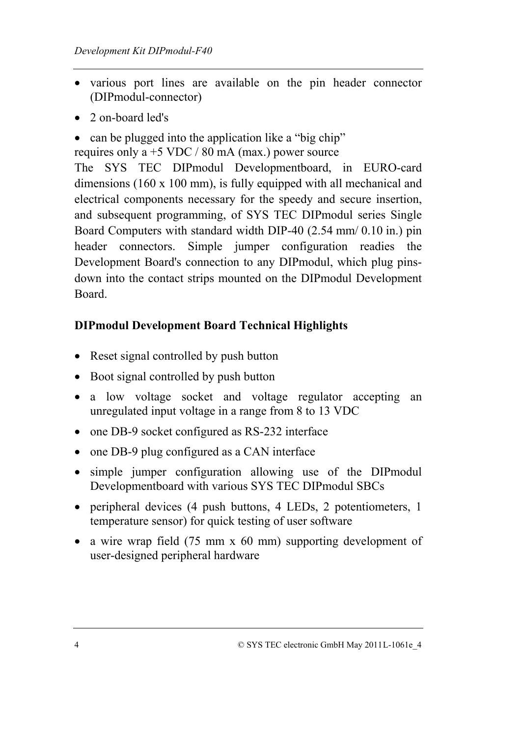- various port lines are available on the pin header connector (DIPmodul-connector)
- 2 on-board led's
- can be plugged into the application like a "big chip"

requires only a +5 VDC / 80 mA (max.) power source

The SYS TEC DIPmodul Developmentboard, in EURO-card dimensions (160 x 100 mm), is fully equipped with all mechanical and electrical components necessary for the speedy and secure insertion, and subsequent programming, of SYS TEC DIPmodul series Single Board Computers with standard width DIP-40 (2.54 mm/ 0.10 in.) pin header connectors. Simple jumper configuration readies the Development Board's connection to any DIPmodul, which plug pins-down into the contact strips mounted on the DIPmodul Development Board.

**DIPmodul Development Board Technical Highlights**

- Reset signal controlled by push button
- Boot signal controlled by push button
- a low voltage socket and voltage regulator accepting an unregulated input voltage in a range from 8 to 13 VDC
- one DB-9 socket configured as RS-232 interface
- one DB-9 plug configured as a CAN interface
- simple jumper configuration allowing use of the DIPmodul Developmentboard with various SYS TEC DIPmodul SBCs
- peripheral devices (4 push buttons, 4 LEDs, 2 potentiometers, 1 temperature sensor) for quick testing of user software
- a wire wrap field (75 mm x 60 mm) supporting development of user-designed peripheral hardware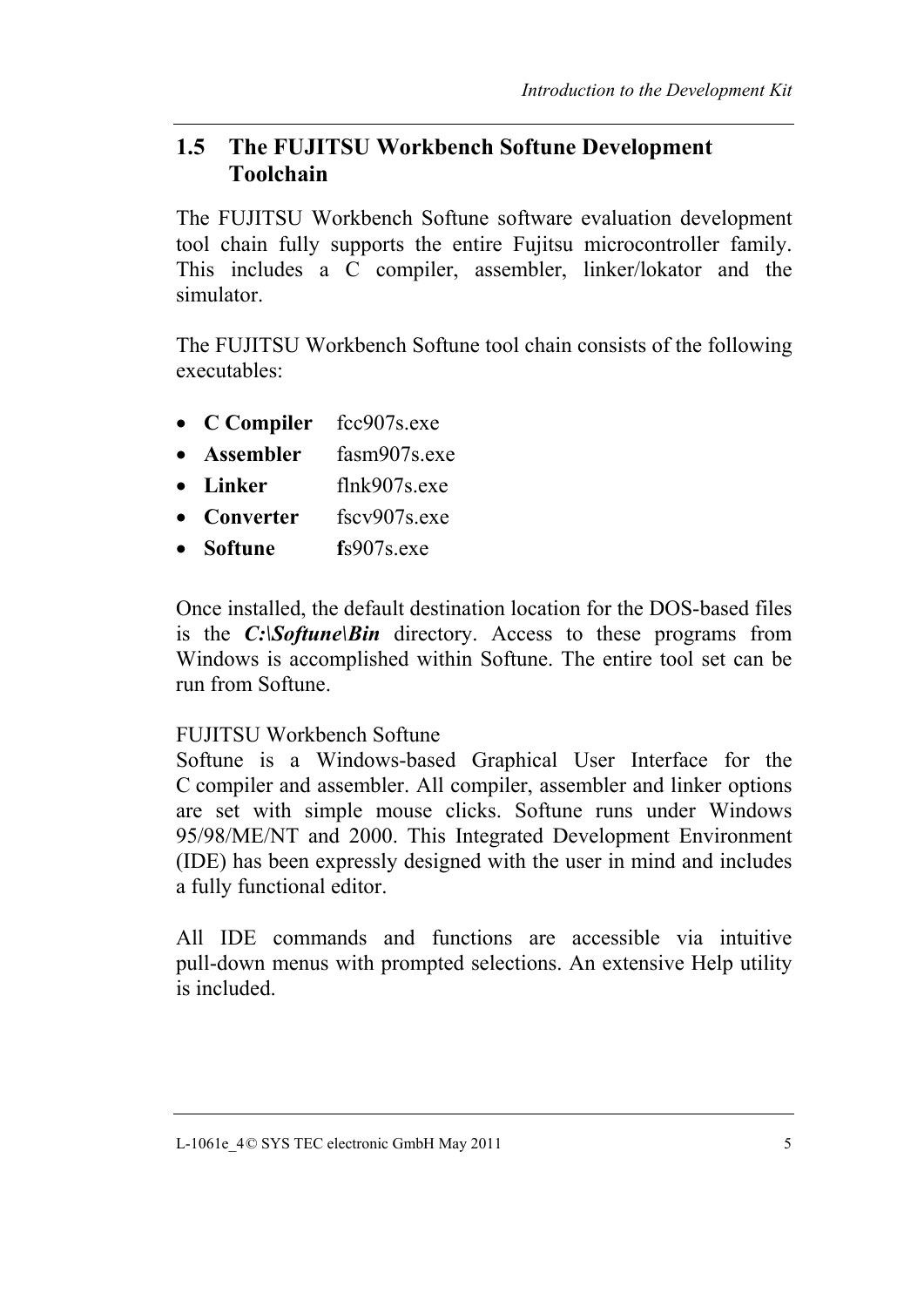## 1.5 The FUJITSU Workbench Softune Development Toolchain

The FUJITSU Workbench Softune software evaluation development tool chain fully supports the entire Fujitsu microcontroller family. This includes a C compiler, assembler, linker/lokator and the simulator.

The FUJITSU Workbench Softune tool chain consists of the following executables:

- **C Compiler** fcc907s.exe
- **Assembler** fasm907s.exe
- **Linker** flnk907s.exe
- **Converter** fscv907s.exe
- **Softune** **f**s907s.exe

Once installed, the default destination location for the DOS-based files is the ***C:\Softune\Bin*** directory. Access to these programs from Windows is accomplished within Softune. The entire tool set can be run from Softune.

FUJITSU Workbench Softune
Softune is a Windows-based Graphical User Interface for the C compiler and assembler. All compiler, assembler and linker options are set with simple mouse clicks. Softune runs under Windows 95/98/ME/NT and 2000. This Integrated Development Environment (IDE) has been expressly designed with the user in mind and includes a fully functional editor.

All IDE commands and functions are accessible via intuitive pull-down menus with prompted selections. An extensive Help utility is included.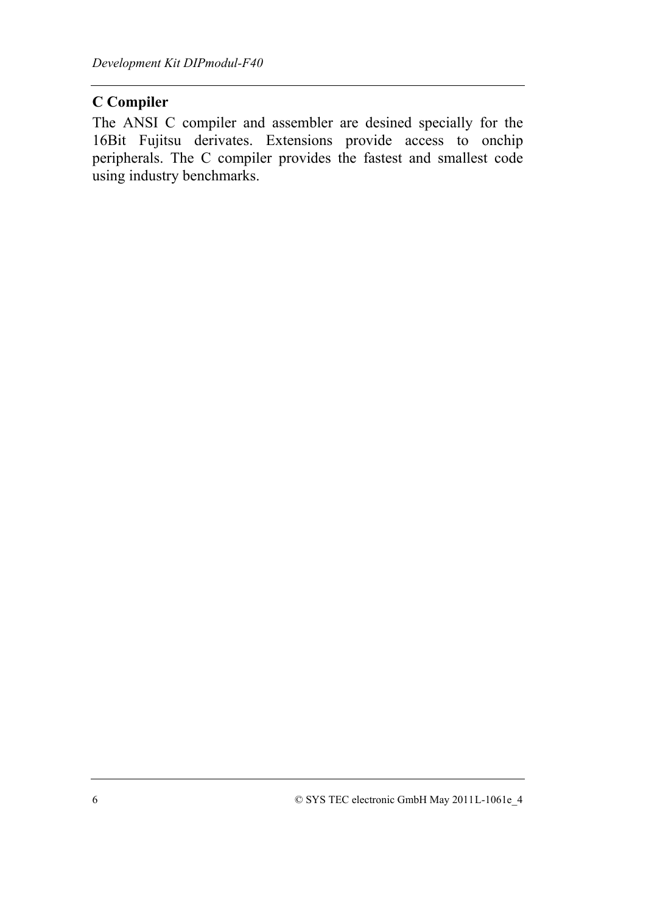## C Compiler

The ANSI C compiler and assembler are desined specially for the 16Bit Fujitsu derivates. Extensions provide access to onchip peripherals. The C compiler provides the fastest and smallest code using industry benchmarks.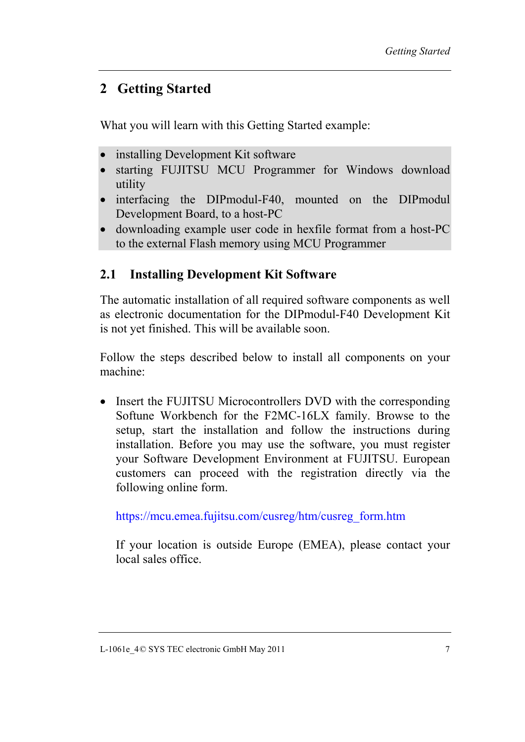# 2 Getting Started

What you will learn with this Getting Started example:

- installing Development Kit software
- starting FUJITSU MCU Programmer for Windows download utility
- interfacing the DIPmodul-F40, mounted on the DIPmodul Development Board, to a host-PC
- downloading example user code in hexfile format from a host-PC to the external Flash memory using MCU Programmer

## 2.1 Installing Development Kit Software

The automatic installation of all required software components as well as electronic documentation for the DIPmodul-F40 Development Kit is not yet finished. This will be available soon.

Follow the steps described below to install all components on your machine:

- Insert the FUJITSU Microcontrollers DVD with the corresponding Softune Workbench for the F2MC-16LX family. Browse to the setup, start the installation and follow the instructions during installation. Before you may use the software, you must register your Software Development Environment at FUJITSU. European customers can proceed with the registration directly via the following online form.

  https://mcu.emea.fujitsu.com/cusreg/htm/cusreg_form.htm

  If your location is outside Europe (EMEA), please contact your local sales office.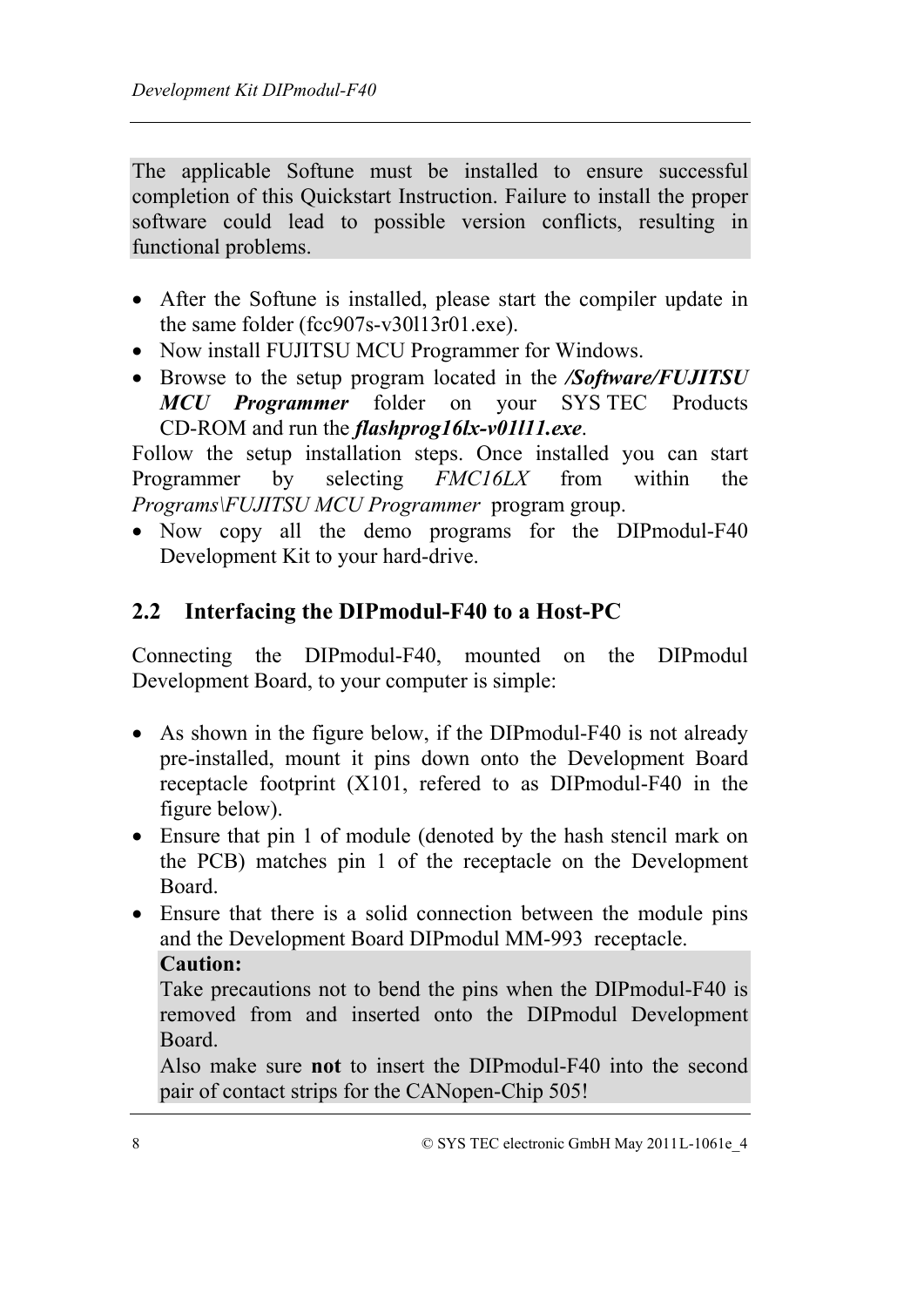The applicable Softune must be installed to ensure successful completion of this Quickstart Instruction. Failure to install the proper software could lead to possible version conflicts, resulting in functional problems.

- After the Softune is installed, please start the compiler update in the same folder (fcc907s-v30l13r01.exe).
- Now install FUJITSU MCU Programmer for Windows.
- Browse to the setup program located in the ***/Software/FUJITSU MCU Programmer*** folder on your SYS TEC Products CD-ROM and run the ***flashprog16lx-v01l11.exe***.

Follow the setup installation steps. Once installed you can start Programmer by selecting *FMC16LX* from within the *Programs\FUJITSU MCU Programmer* program group.

- Now copy all the demo programs for the DIPmodul-F40 Development Kit to your hard-drive.

## 2.2 Interfacing the DIPmodul-F40 to a Host-PC

Connecting the DIPmodul-F40, mounted on the DIPmodul Development Board, to your computer is simple:

- As shown in the figure below, if the DIPmodul-F40 is not already pre-installed, mount it pins down onto the Development Board receptacle footprint (X101, refered to as DIPmodul-F40 in the figure below).
- Ensure that pin 1 of module (denoted by the hash stencil mark on the PCB) matches pin 1 of the receptacle on the Development Board.
- Ensure that there is a solid connection between the module pins and the Development Board DIPmodul MM-993 receptacle.

  **Caution:**
  Take precautions not to bend the pins when the DIPmodul-F40 is removed from and inserted onto the DIPmodul Development Board.
  Also make sure **not** to insert the DIPmodul-F40 into the second pair of contact strips for the CANopen-Chip 505!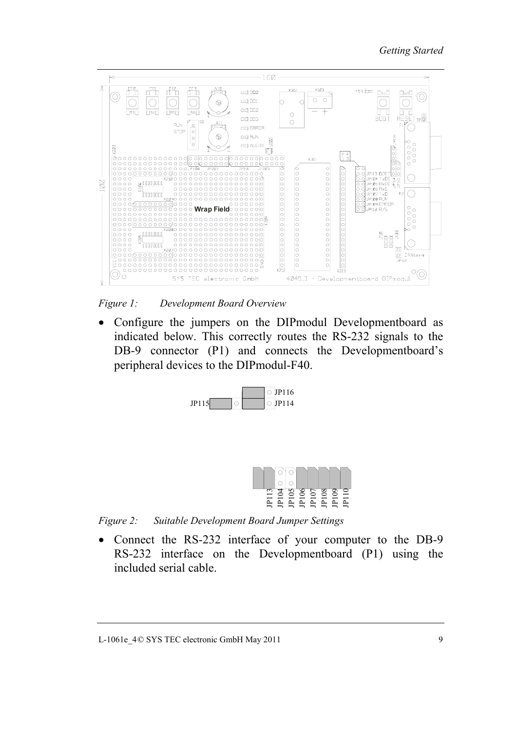*Figure 1: Development Board Overview*

- Configure the jumpers on the DIPmodul Developmentboard as indicated below. This correctly routes the RS-232 signals to the DB-9 connector (P1) and connects the Developmentboard's peripheral devices to the DIPmodul-F40.

*Figure 2: Suitable Development Board Jumper Settings*

- Connect the RS-232 interface of your computer to the DB-9 RS-232 interface on the Developmentboard (P1) using the included serial cable.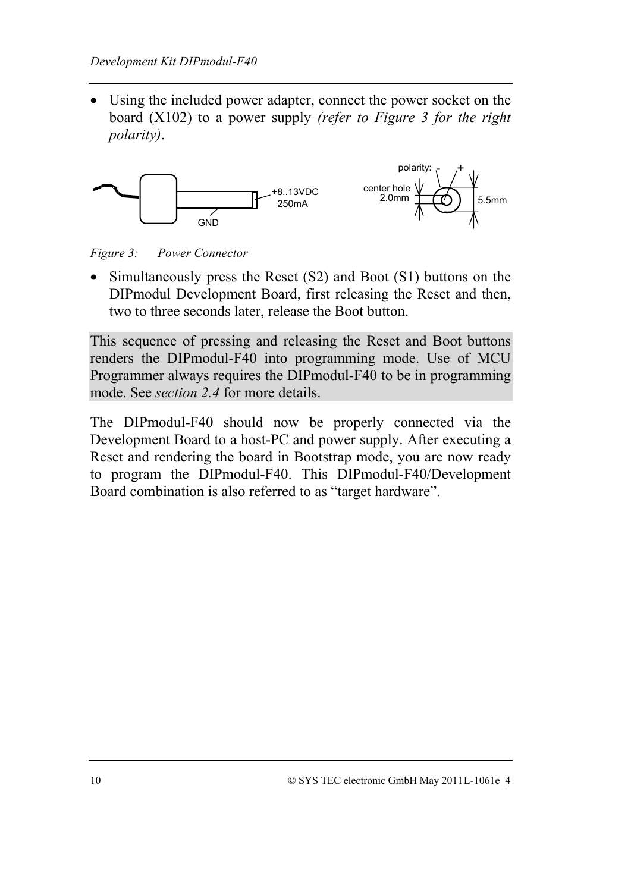- Using the included power adapter, connect the power socket on the board (X102) to a power supply *(refer to Figure 3 for the right polarity)*.

*Figure 3: Power Connector*

- Simultaneously press the Reset (S2) and Boot (S1) buttons on the DIPmodul Development Board, first releasing the Reset and then, two to three seconds later, release the Boot button.

This sequence of pressing and releasing the Reset and Boot buttons renders the DIPmodul-F40 into programming mode. Use of MCU Programmer always requires the DIPmodul-F40 to be in programming mode. See *section 2.4* for more details.

The DIPmodul-F40 should now be properly connected via the Development Board to a host-PC and power supply. After executing a Reset and rendering the board in Bootstrap mode, you are now ready to program the DIPmodul-F40. This DIPmodul-F40/Development Board combination is also referred to as “target hardware”.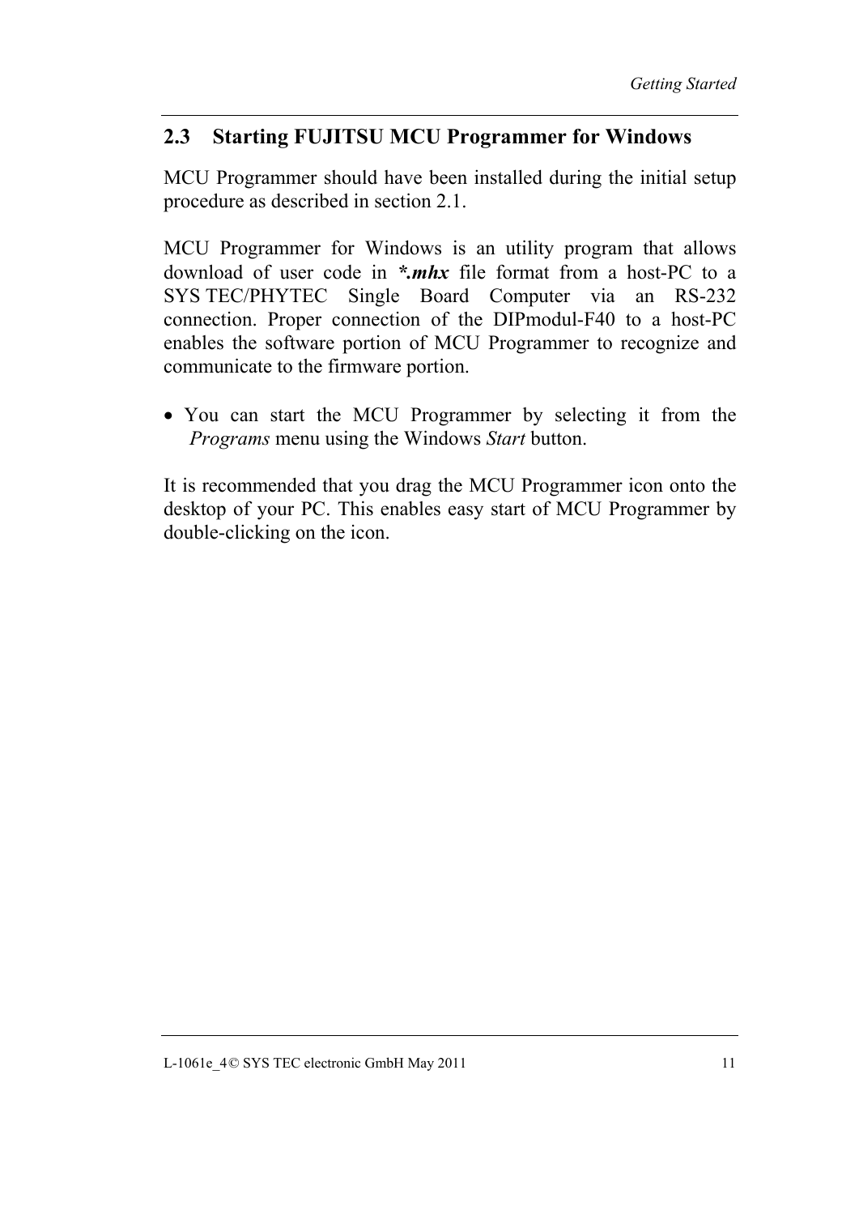## 2.3 Starting FUJITSU MCU Programmer for Windows

MCU Programmer should have been installed during the initial setup procedure as described in section 2.1.

MCU Programmer for Windows is an utility program that allows download of user code in ***.mhx*** file format from a host-PC to a SYS TEC/PHYTEC Single Board Computer via an RS-232 connection. Proper connection of the DIPmodul-F40 to a host-PC enables the software portion of MCU Programmer to recognize and communicate to the firmware portion.

- You can start the MCU Programmer by selecting it from the *Programs* menu using the Windows *Start* button.

It is recommended that you drag the MCU Programmer icon onto the desktop of your PC. This enables easy start of MCU Programmer by double-clicking on the icon.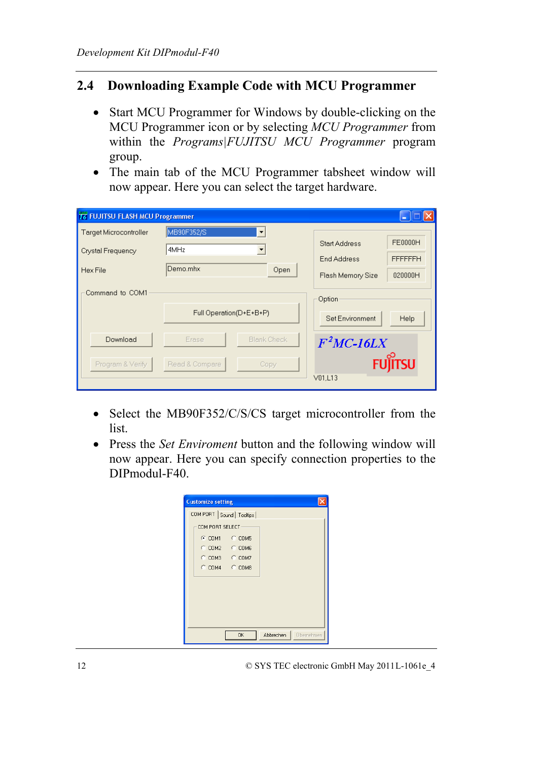## 2.4 Downloading Example Code with MCU Programmer

- Start MCU Programmer for Windows by double-clicking on the MCU Programmer icon or by selecting *MCU Programmer* from within the *Programs|FUJITSU MCU Programmer* program group.
- The main tab of the MCU Programmer tabsheet window will now appear. Here you can select the target hardware.

- Select the MB90F352/C/S/CS target microcontroller from the list.
- Press the *Set Enviroment* button and the following window will now appear. Here you can specify connection properties to the DIPmodul-F40.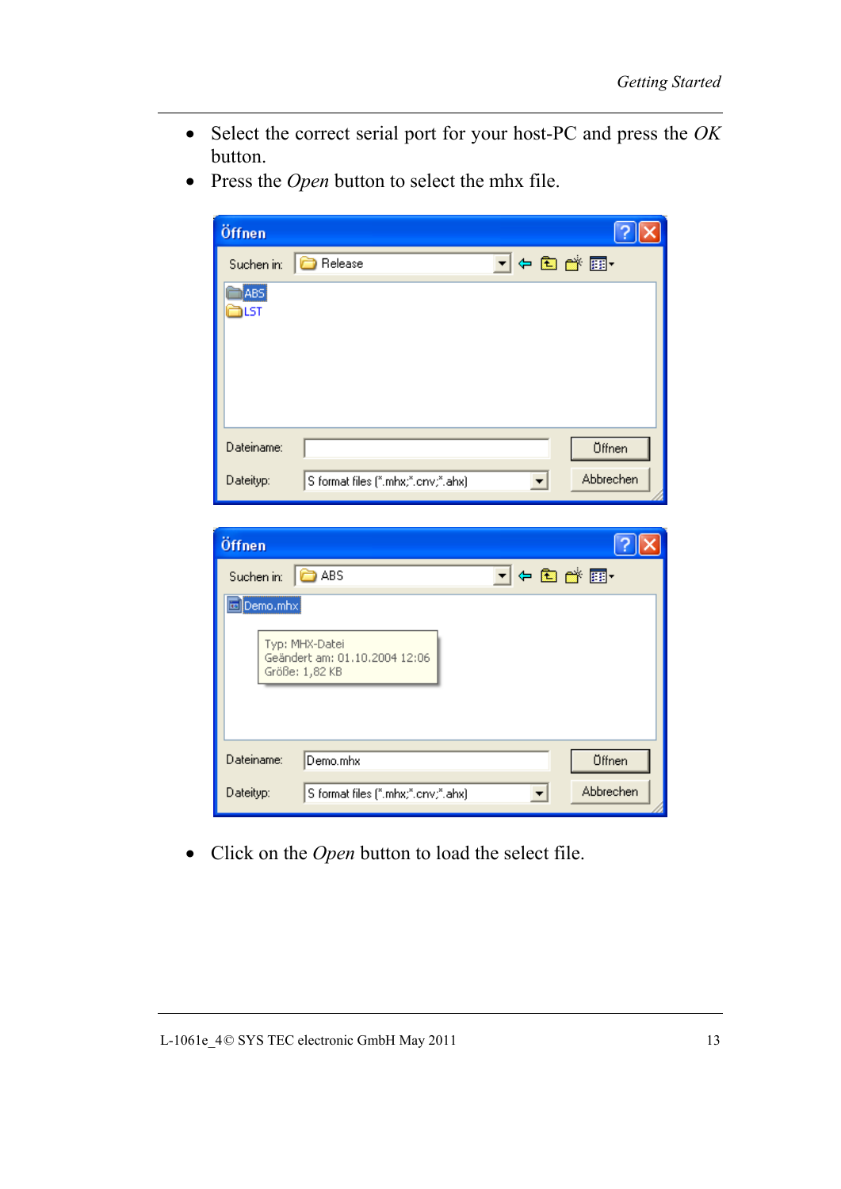- Select the correct serial port for your host-PC and press the *OK* button.
- Press the *Open* button to select the mhx file.

- Click on the *Open* button to load the select file.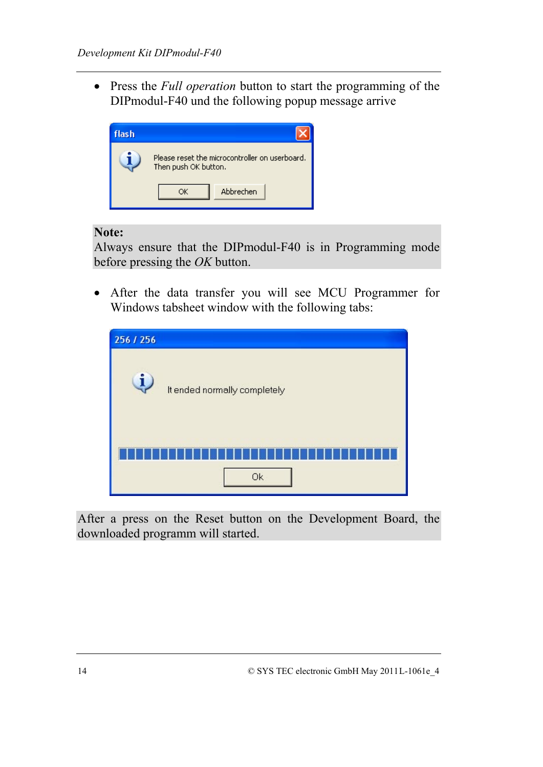- Press the *Full operation* button to start the programming of the DIPmodul-F40 und the following popup message arrive

flash

Please reset the microcontroller on userboard. Then push OK button.

OK Abbrechen

**Note:**
Always ensure that the DIPmodul-F40 is in Programming mode before pressing the *OK* button.

- After the data transfer you will see MCU Programmer for Windows tabsheet window with the following tabs:

256 / 256

It ended normally completely

Ok

After a press on the Reset button on the Development Board, the downloaded programm will started.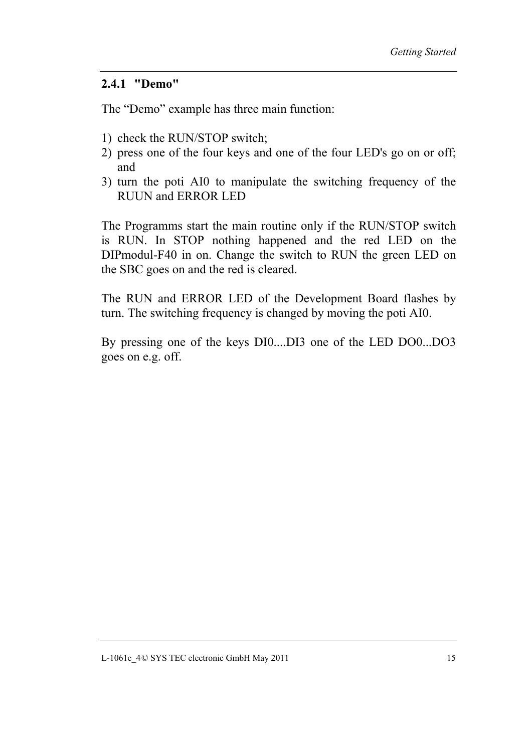### 2.4.1 "Demo"

The “Demo” example has three main function:

1) check the RUN/STOP switch;
2) press one of the four keys and one of the four LED's go on or off; and
3) turn the poti AI0 to manipulate the switching frequency of the RUUN and ERROR LED

The Programms start the main routine only if the RUN/STOP switch is RUN. In STOP nothing happened and the red LED on the DIPmodul-F40 in on. Change the switch to RUN the green LED on the SBC goes on and the red is cleared.

The RUN and ERROR LED of the Development Board flashes by turn. The switching frequency is changed by moving the poti AI0.

By pressing one of the keys DI0....DI3 one of the LED DO0...DO3 goes on e.g. off.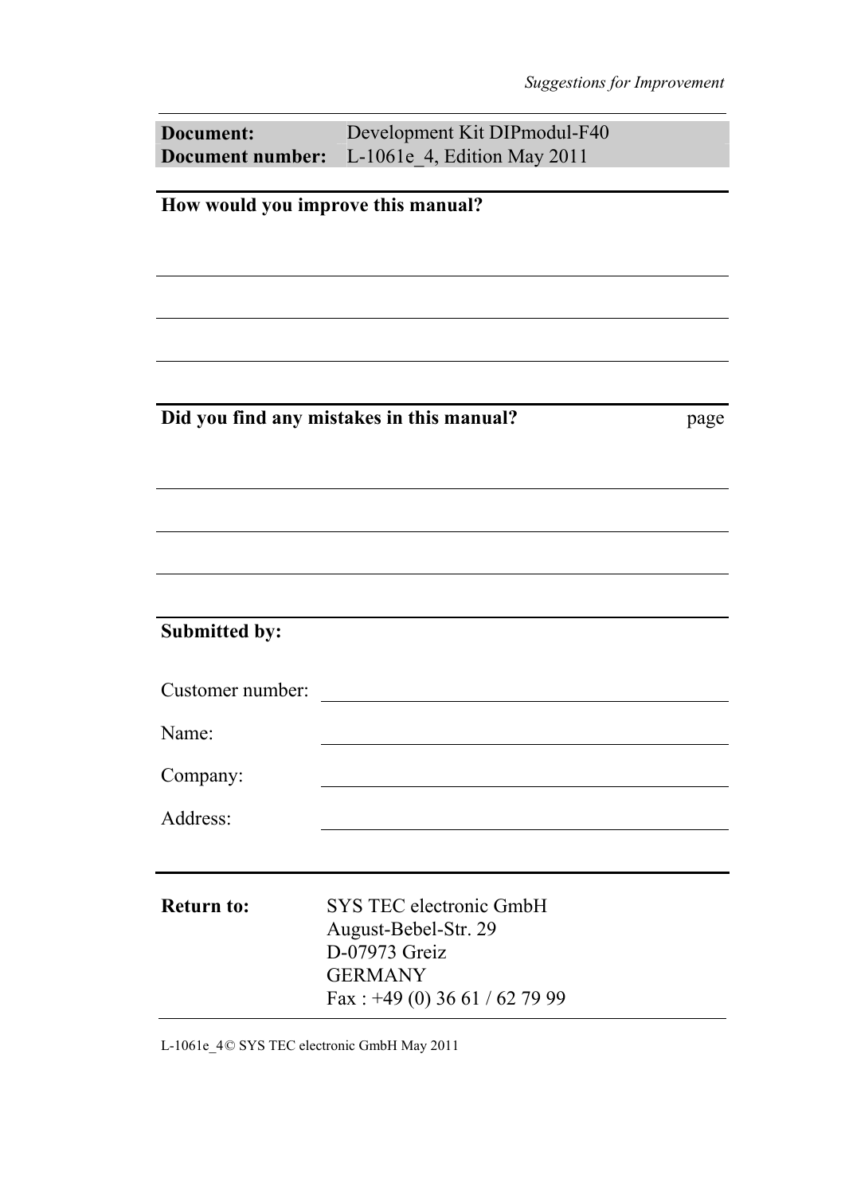| **Document:** | Development Kit DIPmodul-F40 |
| --- | --- |
| **Document number:** | L-1061e_4, Edition May 2011 |

**How would you improve this manual?**

**Did you find any mistakes in this manual?** page

**Submitted by:**

Customer number:

Name:

Company:

Address:

**Return to:**

SYS TEC electronic GmbH
August-Bebel-Str. 29
D-07973 Greiz
GERMANY
Fax : +49 (0) 36 61 / 62 79 99

L-1061e_4© SYS TEC electronic GmbH May 2011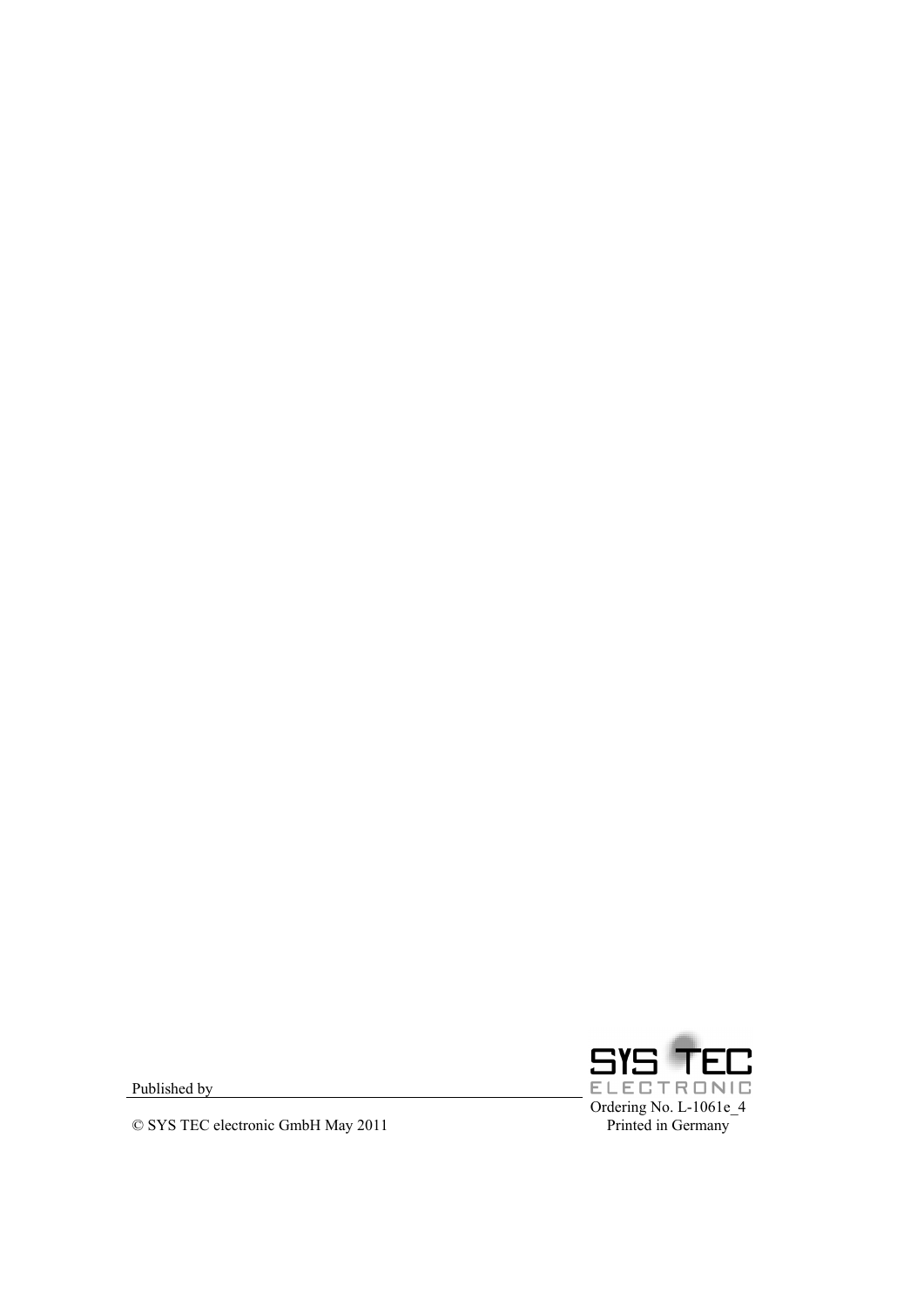Published by

SYS TEC
ELECTRONIC

© SYS TEC electronic GmbH May 2011

Ordering No. L-1061e_4
Printed in Germany